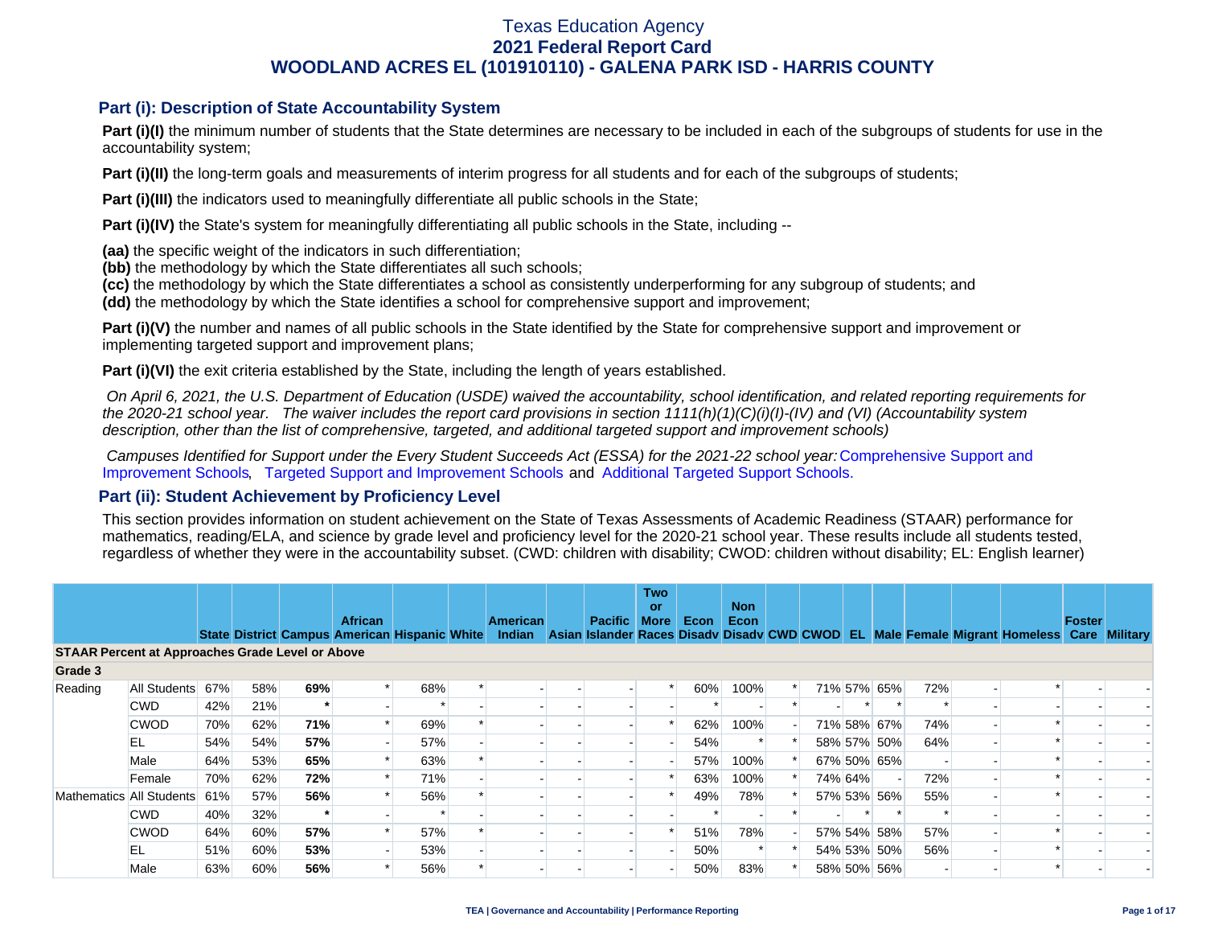# Texas Education Agency
## 2021 Federal Report Card
## WOODLAND ACRES EL (101910110) - GALENA PARK ISD - HARRIS COUNTY

### Part (i): Description of State Accountability System

**Part (i)(I)** the minimum number of students that the State determines are necessary to be included in each of the subgroups of students for use in the accountability system;

**Part (i)(II)** the long-term goals and measurements of interim progress for all students and for each of the subgroups of students;

**Part (i)(III)** the indicators used to meaningfully differentiate all public schools in the State;

**Part (i)(IV)** the State's system for meaningfully differentiating all public schools in the State, including --

**(aa)** the specific weight of the indicators in such differentiation;
**(bb)** the methodology by which the State differentiates all such schools;
**(cc)** the methodology by which the State differentiates a school as consistently underperforming for any subgroup of students; and
**(dd)** the methodology by which the State identifies a school for comprehensive support and improvement;

**Part (i)(V)** the number and names of all public schools in the State identified by the State for comprehensive support and improvement or implementing targeted support and improvement plans;

**Part (i)(VI)** the exit criteria established by the State, including the length of years established.

*On April 6, 2021, the U.S. Department of Education (USDE) waived the accountability, school identification, and related reporting requirements for the 2020-21 school year. The waiver includes the report card provisions in section 1111(h)(1)(C)(i)(I)-(IV) and (VI) (Accountability system description, other than the list of comprehensive, targeted, and additional targeted support and improvement schools)*

*Campuses Identified for Support under the Every Student Succeeds Act (ESSA) for the 2021-22 school year:* Comprehensive Support and Improvement Schools, Targeted Support and Improvement Schools and Additional Targeted Support Schools.

### Part (ii): Student Achievement by Proficiency Level

This section provides information on student achievement on the State of Texas Assessments of Academic Readiness (STAAR) performance for mathematics, reading/ELA, and science by grade level and proficiency level for the 2020-21 school year. These results include all students tested, regardless of whether they were in the accountability subset. (CWD: children with disability; CWOD: children without disability; EL: English learner)

| | | State | District | Campus | African American | Hispanic | White | American Indian | Asian | Pacific Islander | Two or More Races | Econ Disadv | Non Econ Disadv | CWD | CWOD | EL | Male | Female | Migrant | Homeless | Foster Care | Military |
|---|---|---|---|---|---|---|---|---|---|---|---|---|---|---|---|---|---|---|---|---|---|---|
| **STAAR Percent at Approaches Grade Level or Above** | | | | | | | | | | | | | | | | | | | | | | |
| **Grade 3** | | | | | | | | | | | | | | | | | | | | | | |
| Reading | All Students | 67% | 58% | **69%** | * | 68% | * | - | - | - | * | 60% | 100% | * | 71% | 57% | 65% | 72% | - | * | - | - |
| | CWD | 42% | 21% | **\*** | - | * | - | - | - | - | - | * | - | * | - | * | * | * | - | - | - | - |
| | CWOD | 70% | 62% | **71%** | * | 69% | * | - | - | - | * | 62% | 100% | - | 71% | 58% | 67% | 74% | - | * | - | - |
| | EL | 54% | 54% | **57%** | - | 57% | - | - | - | - | - | 54% | * | * | 58% | 57% | 50% | 64% | - | * | - | - |
| | Male | 64% | 53% | **65%** | * | 63% | * | - | - | - | - | 57% | 100% | * | 67% | 50% | 65% | - | - | * | - | - |
| | Female | 70% | 62% | **72%** | * | 71% | - | - | - | - | * | 63% | 100% | * | 74% | 64% | - | 72% | - | * | - | - |
| Mathematics | All Students | 61% | 57% | **56%** | * | 56% | * | - | - | - | * | 49% | 78% | * | 57% | 53% | 56% | 55% | - | * | - | - |
| | CWD | 40% | 32% | **\*** | - | * | - | - | - | - | - | * | - | * | - | * | * | * | - | - | - | - |
| | CWOD | 64% | 60% | **57%** | * | 57% | * | - | - | - | * | 51% | 78% | - | 57% | 54% | 58% | 57% | - | * | - | - |
| | EL | 51% | 60% | **53%** | - | 53% | - | - | - | - | - | 50% | * | * | 54% | 53% | 50% | 56% | - | * | - | - |
| | Male | 63% | 60% | **56%** | * | 56% | * | - | - | - | - | 50% | 83% | * | 58% | 50% | 56% | - | - | * | - | - |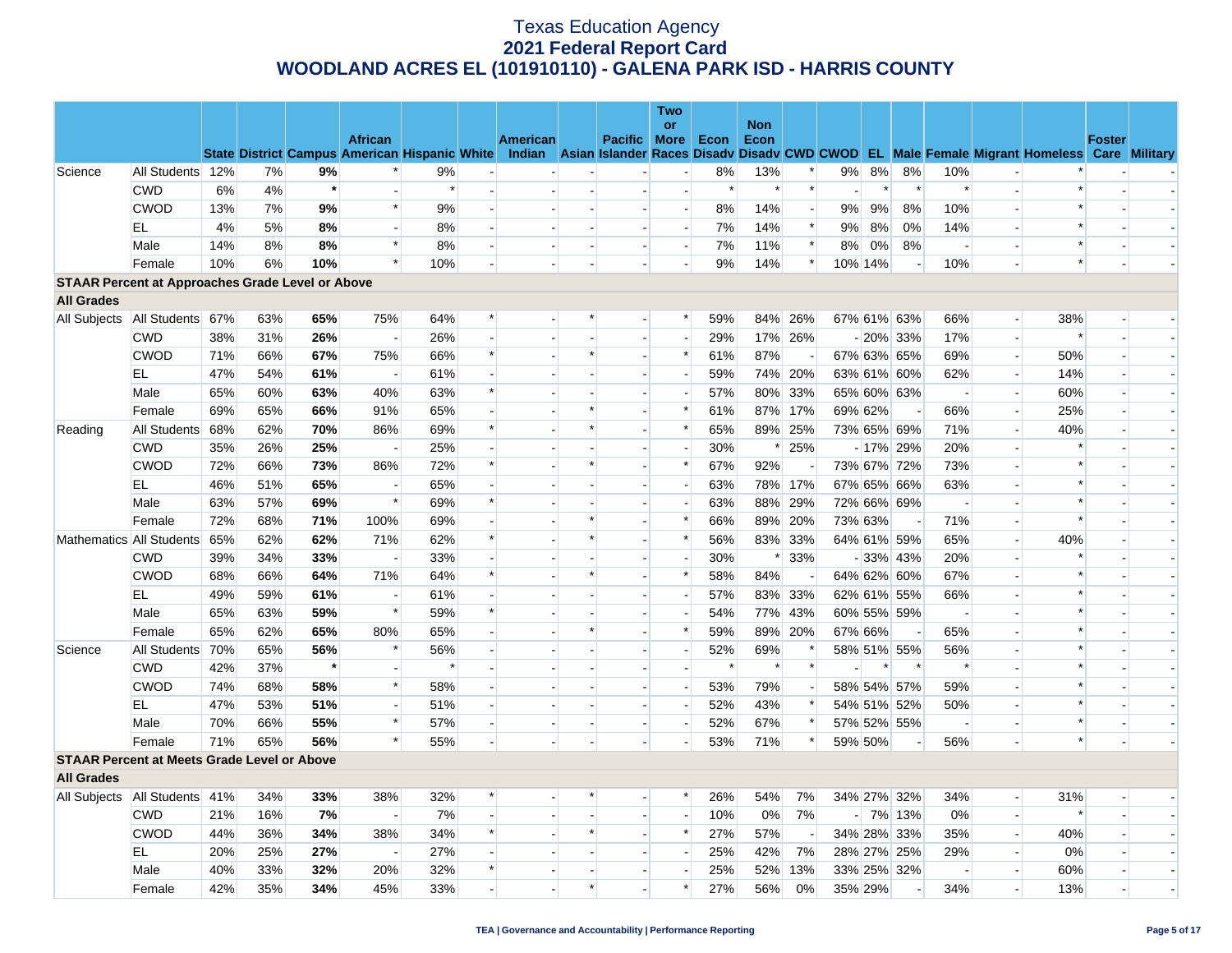# Texas Education Agency
## 2021 Federal Report Card
## WOODLAND ACRES EL (101910110) - GALENA PARK ISD - HARRIS COUNTY

| | | State | District | Campus | African American | Hispanic | White | American Indian | Asian | Pacific Islander | Two or More Races | Econ Disadv | Non Econ Disadv | CWD | CWOD | EL | Male | Female | Migrant | Homeless | Foster Care | Military |
|---|---|---|---|---|---|---|---|---|---|---|---|---|---|---|---|---|---|---|---|---|---|---|
| Science | All Students | 12% | 7% | **9%** | * | 9% | - | - | - | - | - | 8% | 13% | * | 9% | 8% | 8% | 10% | - | * | - | - |
| | CWD | 6% | 4% | ***** | - | * | - | - | - | - | - | * | * | * | - | * | * | * | - | * | - | - |
| | CWOD | 13% | 7% | **9%** | * | 9% | - | - | - | - | - | 8% | 14% | - | 9% | 9% | 8% | 10% | - | * | - | - |
| | EL | 4% | 5% | **8%** | - | 8% | - | - | - | - | - | 7% | 14% | * | 9% | 8% | 0% | 14% | - | * | - | - |
| | Male | 14% | 8% | **8%** | * | 8% | - | - | - | - | - | 7% | 11% | * | 8% | 0% | 8% | - | - | * | - | - |
| | Female | 10% | 6% | **10%** | * | 10% | - | - | - | - | - | 9% | 14% | * | 10% | 14% | - | 10% | - | * | - | - |
| **STAAR Percent at Approaches Grade Level or Above** | | | | | | | | | | | | | | | | | | | | | | |
| **All Grades** | | | | | | | | | | | | | | | | | | | | | | |
| All Subjects | All Students | 67% | 63% | **65%** | 75% | 64% | * | - | * | - | * | 59% | 84% | 26% | 67% | 61% | 63% | 66% | - | 38% | - | - |
| | CWD | 38% | 31% | **26%** | - | 26% | - | - | - | - | - | 29% | 17% | 26% | - | 20% | 33% | 17% | - | * | - | - |
| | CWOD | 71% | 66% | **67%** | 75% | 66% | * | - | * | - | * | 61% | 87% | - | 67% | 63% | 65% | 69% | - | 50% | - | - |
| | EL | 47% | 54% | **61%** | - | 61% | - | - | - | - | - | 59% | 74% | 20% | 63% | 61% | 60% | 62% | - | 14% | - | - |
| | Male | 65% | 60% | **63%** | 40% | 63% | * | - | - | - | - | 57% | 80% | 33% | 65% | 60% | 63% | - | - | 60% | - | - |
| | Female | 69% | 65% | **66%** | 91% | 65% | - | - | * | - | * | 61% | 87% | 17% | 69% | 62% | - | 66% | - | 25% | - | - |
| Reading | All Students | 68% | 62% | **70%** | 86% | 69% | * | - | * | - | * | 65% | 89% | 25% | 73% | 65% | 69% | 71% | - | 40% | - | - |
| | CWD | 35% | 26% | **25%** | - | 25% | - | - | - | - | - | 30% | * | 25% | - | 17% | 29% | 20% | - | * | - | - |
| | CWOD | 72% | 66% | **73%** | 86% | 72% | * | - | * | - | * | 67% | 92% | - | 73% | 67% | 72% | 73% | - | * | - | - |
| | EL | 46% | 51% | **65%** | - | 65% | - | - | - | - | - | 63% | 78% | 17% | 67% | 65% | 66% | 63% | - | * | - | - |
| | Male | 63% | 57% | **69%** | * | 69% | * | - | - | - | - | 63% | 88% | 29% | 72% | 66% | 69% | - | - | * | - | - |
| | Female | 72% | 68% | **71%** | 100% | 69% | - | - | * | - | * | 66% | 89% | 20% | 73% | 63% | - | 71% | - | * | - | - |
| Mathematics | All Students | 65% | 62% | **62%** | 71% | 62% | * | - | * | - | * | 56% | 83% | 33% | 64% | 61% | 59% | 65% | - | 40% | - | - |
| | CWD | 39% | 34% | **33%** | - | 33% | - | - | - | - | - | 30% | * | 33% | - | 33% | 43% | 20% | - | * | - | - |
| | CWOD | 68% | 66% | **64%** | 71% | 64% | * | - | * | - | * | 58% | 84% | - | 64% | 62% | 60% | 67% | - | * | - | - |
| | EL | 49% | 59% | **61%** | - | 61% | - | - | - | - | - | 57% | 83% | 33% | 62% | 61% | 55% | 66% | - | * | - | - |
| | Male | 65% | 63% | **59%** | * | 59% | * | - | - | - | - | 54% | 77% | 43% | 60% | 55% | 59% | - | - | * | - | - |
| | Female | 65% | 62% | **65%** | 80% | 65% | - | - | * | - | * | 59% | 89% | 20% | 67% | 66% | - | 65% | - | * | - | - |
| Science | All Students | 70% | 65% | **56%** | * | 56% | - | - | - | - | - | 52% | 69% | * | 58% | 51% | 55% | 56% | - | * | - | - |
| | CWD | 42% | 37% | ***** | - | * | - | - | - | - | - | * | * | * | - | * | * | * | - | * | - | - |
| | CWOD | 74% | 68% | **58%** | * | 58% | - | - | - | - | - | 53% | 79% | - | 58% | 54% | 57% | 59% | - | * | - | - |
| | EL | 47% | 53% | **51%** | - | 51% | - | - | - | - | - | 52% | 43% | * | 54% | 51% | 52% | 50% | - | * | - | - |
| | Male | 70% | 66% | **55%** | * | 57% | - | - | - | - | - | 52% | 67% | * | 57% | 52% | 55% | - | - | * | - | - |
| | Female | 71% | 65% | **56%** | * | 55% | - | - | - | - | - | 53% | 71% | * | 59% | 50% | - | 56% | - | * | - | - |
| **STAAR Percent at Meets Grade Level or Above** | | | | | | | | | | | | | | | | | | | | | | |
| **All Grades** | | | | | | | | | | | | | | | | | | | | | | |
| All Subjects | All Students | 41% | 34% | **33%** | 38% | 32% | * | - | * | - | * | 26% | 54% | 7% | 34% | 27% | 32% | 34% | - | 31% | - | - |
| | CWD | 21% | 16% | **7%** | - | 7% | - | - | - | - | - | 10% | 0% | 7% | - | 7% | 13% | 0% | - | * | - | - |
| | CWOD | 44% | 36% | **34%** | 38% | 34% | * | - | * | - | * | 27% | 57% | - | 34% | 28% | 33% | 35% | - | 40% | - | - |
| | EL | 20% | 25% | **27%** | - | 27% | - | - | - | - | - | 25% | 42% | 7% | 28% | 27% | 25% | 29% | - | 0% | - | - |
| | Male | 40% | 33% | **32%** | 20% | 32% | * | - | - | - | - | 25% | 52% | 13% | 33% | 25% | 32% | - | - | 60% | - | - |
| | Female | 42% | 35% | **34%** | 45% | 33% | - | - | * | - | * | 27% | 56% | 0% | 35% | 29% | - | 34% | - | 13% | - | - |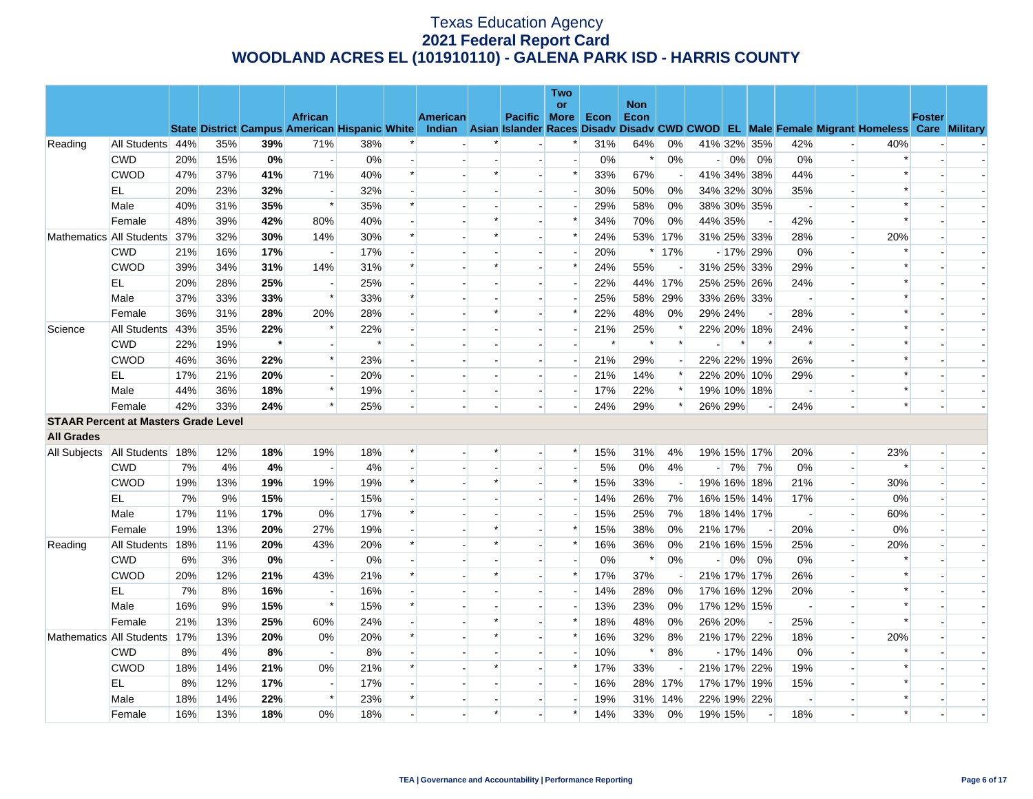# Texas Education Agency
## 2021 Federal Report Card
## WOODLAND ACRES EL (101910110) - GALENA PARK ISD - HARRIS COUNTY

| | | State | District | Campus | African American | Hispanic | White | American Indian | Asian | Pacific Islander | Two or More Races | Econ Disadv | Non Econ Disadv | CWD | CWOD | EL | Male | Female | Migrant | Homeless | Foster Care | Military |
|---|---|---|---|---|---|---|---|---|---|---|---|---|---|---|---|---|---|---|---|---|---|---|
| Reading | All Students | 44% | 35% | **39%** | 71% | 38% | * | - | * | - | * | 31% | 64% | 0% | 41% | 32% | 35% | 42% | - | 40% | - | - |
| | CWD | 20% | 15% | **0%** | - | 0% | - | - | - | - | - | 0% | * | 0% | - | 0% | 0% | 0% | - | * | - | - |
| | CWOD | 47% | 37% | **41%** | 71% | 40% | * | - | * | - | * | 33% | 67% | - | 41% | 34% | 38% | 44% | - | * | - | - |
| | EL | 20% | 23% | **32%** | - | 32% | - | - | - | - | - | 30% | 50% | 0% | 34% | 32% | 30% | 35% | - | * | - | - |
| | Male | 40% | 31% | **35%** | * | 35% | * | - | - | - | - | 29% | 58% | 0% | 38% | 30% | 35% | - | - | * | - | - |
| | Female | 48% | 39% | **42%** | 80% | 40% | - | - | * | - | * | 34% | 70% | 0% | 44% | 35% | - | 42% | - | * | - | - |
| Mathematics | All Students | 37% | 32% | **30%** | 14% | 30% | * | - | * | - | * | 24% | 53% | 17% | 31% | 25% | 33% | 28% | - | 20% | - | - |
| | CWD | 21% | 16% | **17%** | - | 17% | - | - | - | - | - | 20% | * | 17% | - | 17% | 29% | 0% | - | * | - | - |
| | CWOD | 39% | 34% | **31%** | 14% | 31% | * | - | * | - | * | 24% | 55% | - | 31% | 25% | 33% | 29% | - | * | - | - |
| | EL | 20% | 28% | **25%** | - | 25% | - | - | - | - | - | 22% | 44% | 17% | 25% | 25% | 26% | 24% | - | * | - | - |
| | Male | 37% | 33% | **33%** | * | 33% | * | - | - | - | - | 25% | 58% | 29% | 33% | 26% | 33% | - | - | * | - | - |
| | Female | 36% | 31% | **28%** | 20% | 28% | - | - | * | - | * | 22% | 48% | 0% | 29% | 24% | - | 28% | - | * | - | - |
| Science | All Students | 43% | 35% | **22%** | * | 22% | - | - | - | - | - | 21% | 25% | * | 22% | 20% | 18% | 24% | - | * | - | - |
| | CWD | 22% | 19% | ***** | - | * | - | - | - | - | - | * | * | * | - | * | * | * | - | * | - | - |
| | CWOD | 46% | 36% | **22%** | * | 23% | - | - | - | - | - | 21% | 29% | - | 22% | 22% | 19% | 26% | - | * | - | - |
| | EL | 17% | 21% | **20%** | - | 20% | - | - | - | - | - | 21% | 14% | * | 22% | 20% | 10% | 29% | - | * | - | - |
| | Male | 44% | 36% | **18%** | * | 19% | - | - | - | - | - | 17% | 22% | * | 19% | 10% | 18% | - | - | * | - | - |
| | Female | 42% | 33% | **24%** | * | 25% | - | - | - | - | - | 24% | 29% | * | 26% | 29% | - | 24% | - | * | - | - |
| **STAAR Percent at Masters Grade Level** | | | | | | | | | | | | | | | | | | | | | | |
| **All Grades** | | | | | | | | | | | | | | | | | | | | | | |
| All Subjects | All Students | 18% | 12% | **18%** | 19% | 18% | * | - | * | - | * | 15% | 31% | 4% | 19% | 15% | 17% | 20% | - | 23% | - | - |
| | CWD | 7% | 4% | **4%** | - | 4% | - | - | - | - | - | 5% | 0% | 4% | - | 7% | 7% | 0% | - | * | - | - |
| | CWOD | 19% | 13% | **19%** | 19% | 19% | * | - | * | - | * | 15% | 33% | - | 19% | 16% | 18% | 21% | - | 30% | - | - |
| | EL | 7% | 9% | **15%** | - | 15% | - | - | - | - | - | 14% | 26% | 7% | 16% | 15% | 14% | 17% | - | 0% | - | - |
| | Male | 17% | 11% | **17%** | 0% | 17% | * | - | - | - | - | 15% | 25% | 7% | 18% | 14% | 17% | - | - | 60% | - | - |
| | Female | 19% | 13% | **20%** | 27% | 19% | - | - | * | - | * | 15% | 38% | 0% | 21% | 17% | - | 20% | - | 0% | - | - |
| Reading | All Students | 18% | 11% | **20%** | 43% | 20% | * | - | * | - | * | 16% | 36% | 0% | 21% | 16% | 15% | 25% | - | 20% | - | - |
| | CWD | 6% | 3% | **0%** | - | 0% | - | - | - | - | - | 0% | * | 0% | - | 0% | 0% | 0% | - | * | - | - |
| | CWOD | 20% | 12% | **21%** | 43% | 21% | * | - | * | - | * | 17% | 37% | - | 21% | 17% | 17% | 26% | - | * | - | - |
| | EL | 7% | 8% | **16%** | - | 16% | - | - | - | - | - | 14% | 28% | 0% | 17% | 16% | 12% | 20% | - | * | - | - |
| | Male | 16% | 9% | **15%** | * | 15% | * | - | - | - | - | 13% | 23% | 0% | 17% | 12% | 15% | - | - | * | - | - |
| | Female | 21% | 13% | **25%** | 60% | 24% | - | - | * | - | * | 18% | 48% | 0% | 26% | 20% | - | 25% | - | * | - | - |
| Mathematics | All Students | 17% | 13% | **20%** | 0% | 20% | * | - | * | - | * | 16% | 32% | 8% | 21% | 17% | 22% | 18% | - | 20% | - | - |
| | CWD | 8% | 4% | **8%** | - | 8% | - | - | - | - | - | 10% | * | 8% | - | 17% | 14% | 0% | - | * | - | - |
| | CWOD | 18% | 14% | **21%** | 0% | 21% | * | - | * | - | * | 17% | 33% | - | 21% | 17% | 22% | 19% | - | * | - | - |
| | EL | 8% | 12% | **17%** | - | 17% | - | - | - | - | - | 16% | 28% | 17% | 17% | 17% | 19% | 15% | - | * | - | - |
| | Male | 18% | 14% | **22%** | * | 23% | * | - | - | - | - | 19% | 31% | 14% | 22% | 19% | 22% | - | - | * | - | - |
| | Female | 16% | 13% | **18%** | 0% | 18% | - | - | * | - | * | 14% | 33% | 0% | 19% | 15% | - | 18% | - | * | - | - |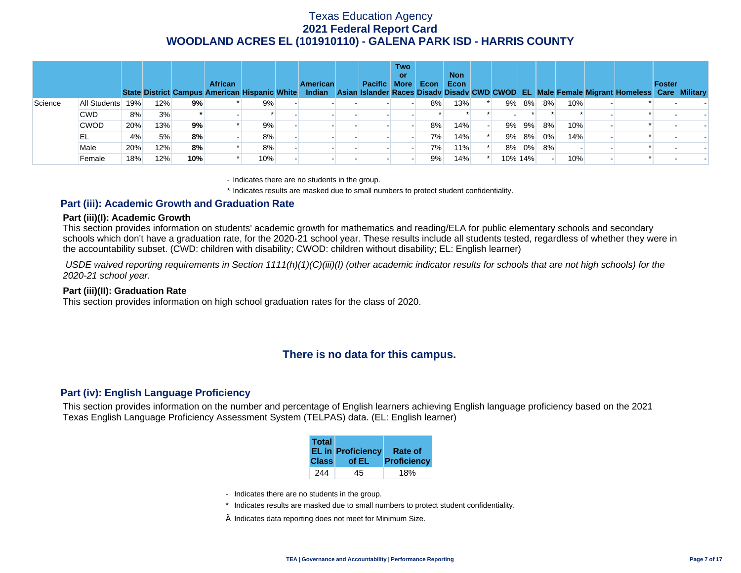# Texas Education Agency
## 2021 Federal Report Card
## WOODLAND ACRES EL (101910110) - GALENA PARK ISD - HARRIS COUNTY

| | | State | District | Campus | African American | Hispanic | White | American Indian | Asian | Pacific Islander | Two or More Races | Econ Disadv | Non Econ Disadv | CWD | CWOD | EL | Male | Female | Migrant | Homeless | Foster Care | Military |
|---|---|---|---|---|---|---|---|---|---|---|---|---|---|---|---|---|---|---|---|---|---|---|
| Science | All Students | 19% | 12% | **9%** | * | 9% | - | - | - | - | - | 8% | 13% | * | 9% | 8% | 8% | 10% | - | * | - | - |
| | CWD | 8% | 3% | ***** | - | * | - | - | - | - | - | * | * | * | - | * | * | * | - | * | - | - |
| | CWOD | 20% | 13% | **9%** | * | 9% | - | - | - | - | - | 8% | 14% | - | 9% | 9% | 8% | 10% | - | * | - | - |
| | EL | 4% | 5% | **8%** | - | 8% | - | - | - | - | - | 7% | 14% | * | 9% | 8% | 0% | 14% | - | * | - | - |
| | Male | 20% | 12% | **8%** | * | 8% | - | - | - | - | - | 7% | 11% | * | 8% | 0% | 8% | - | - | * | - | - |
| | Female | 18% | 12% | **10%** | * | 10% | - | - | - | - | - | 9% | 14% | * | 10% | 14% | - | 10% | - | * | - | - |

- Indicates there are no students in the group.

\* Indicates results are masked due to small numbers to protect student confidentiality.

### Part (iii): Academic Growth and Graduation Rate

**Part (iii)(I): Academic Growth**

This section provides information on students' academic growth for mathematics and reading/ELA for public elementary schools and secondary schools which don't have a graduation rate, for the 2020-21 school year. These results include all students tested, regardless of whether they were in the accountability subset. (CWD: children with disability; CWOD: children without disability; EL: English learner)

*USDE waived reporting requirements in Section 1111(h)(1)(C)(iii)(I) (other academic indicator results for schools that are not high schools) for the 2020-21 school year.*

**Part (iii)(II): Graduation Rate**

This section provides information on high school graduation rates for the class of 2020.

**There is no data for this campus.**

### Part (iv): English Language Proficiency

This section provides information on the number and percentage of English learners achieving English language proficiency based on the 2021 Texas English Language Proficiency Assessment System (TELPAS) data. (EL: English learner)

| Total EL in Class | Proficiency of EL | Rate of Proficiency |
|---|---|---|
| 244 | 45 | 18% |

- Indicates there are no students in the group.

\* Indicates results are masked due to small numbers to protect student confidentiality.

Ä Indicates data reporting does not meet for Minimum Size.